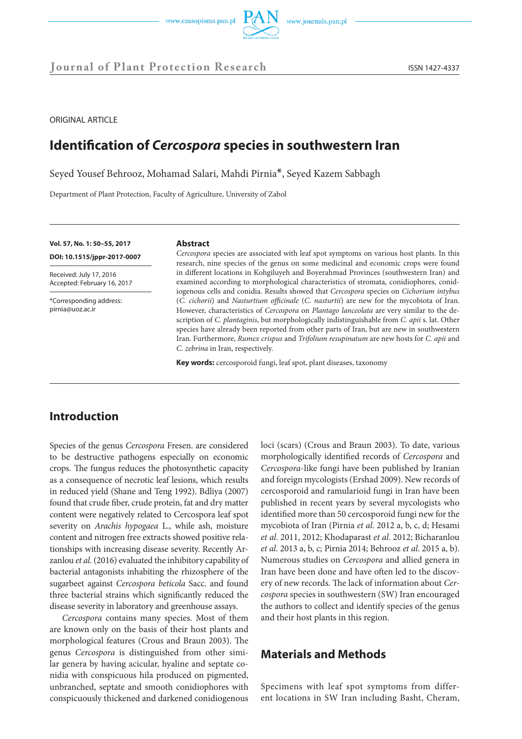ORIGINAL ARTICLE

# Identification of *Cercospora* species in southwestern Iran

Seyed Yousef Behrooz, Mohamad Salari, Mahdi Pirnia*, Seyed Kazem Sabbagh

Department of Plant Protection, Faculty of Agriculture, University of Zabol

**Vol. 57, No. 1: 50–55, 2017**

**DOI: 10.1515/jppr-2017-0007**

Received: July 17, 2016
Accepted: February 16, 2017

*Corresponding address:
pirnia@uoz.ac.ir

**Abstract**

*Cercospora* species are associated with leaf spot symptoms on various host plants. In this research, nine species of the genus on some medicinal and economic crops were found in different locations in Kohgiluyeh and Boyerahmad Provinces (southwestern Iran) and examined according to morphological characteristics of stromata, conidiophores, conidiogenous cells and conidia. Results showed that *Cercospora* species on *Cichorium intybus* (*C. cichorii*) and *Nasturtium officinale* (*C. nasturtii*) are new for the mycobiota of Iran. However, characteristics of *Cercospora* on *Plantago lanceolata* are very similar to the description of *C. plantaginis*, but morphologically indistinguishable from *C. apii* s. lat. Other species have already been reported from other parts of Iran, but are new in southwestern Iran. Furthermore, *Rumex crispus* and *Trifolium resupinatum* are new hosts for *C. apii* and *C. zebrina* in Iran, respectively.

**Key words:** cercosporoid fungi, leaf spot, plant diseases, taxonomy

## Introduction

Species of the genus *Cercospora* Fresen. are considered to be destructive pathogens especially on economic crops. The fungus reduces the photosynthetic capacity as a consequence of necrotic leaf lesions, which results in reduced yield (Shane and Teng 1992). Bdliya (2007) found that crude fiber, crude protein, fat and dry matter content were negatively related to Cercospora leaf spot severity on *Arachis hypogaea* L., while ash, moisture content and nitrogen free extracts showed positive relationships with increasing disease severity. Recently Arzanlou *et al*. (2016) evaluated the inhibitory capability of bacterial antagonists inhabiting the rhizosphere of the sugarbeet against *Cercospora beticola* Sacc. and found three bacterial strains which significantly reduced the disease severity in laboratory and greenhouse assays.

*Cercospora* contains many species. Most of them are known only on the basis of their host plants and morphological features (Crous and Braun 2003). The genus *Cercospora* is distinguished from other similar genera by having acicular, hyaline and septate conidia with conspicuous hila produced on pigmented, unbranched, septate and smooth conidiophores with conspicuously thickened and darkened conidiogenous loci (scars) (Crous and Braun 2003). To date, various morphologically identified records of *Cercospora* and *Cercospora*-like fungi have been published by Iranian and foreign mycologists (Ershad 2009). New records of cercosporoid and ramularioid fungi in Iran have been published in recent years by several mycologists who identified more than 50 cercosporoid fungi new for the mycobiota of Iran (Pirnia *et al*. 2012 a, b, c, d; Hesami *et al*. 2011, 2012; Khodaparast *et al*. 2012; Bicharanlou *et al*. 2013 a, b, c; Pirnia 2014; Behrooz *et al*. 2015 a, b). Numerous studies on *Cercospora* and allied genera in Iran have been done and have often led to the discovery of new records. The lack of information about *Cercospora* species in southwestern (SW) Iran encouraged the authors to collect and identify species of the genus and their host plants in this region.

## Materials and Methods

Specimens with leaf spot symptoms from different locations in SW Iran including Basht, Cheram,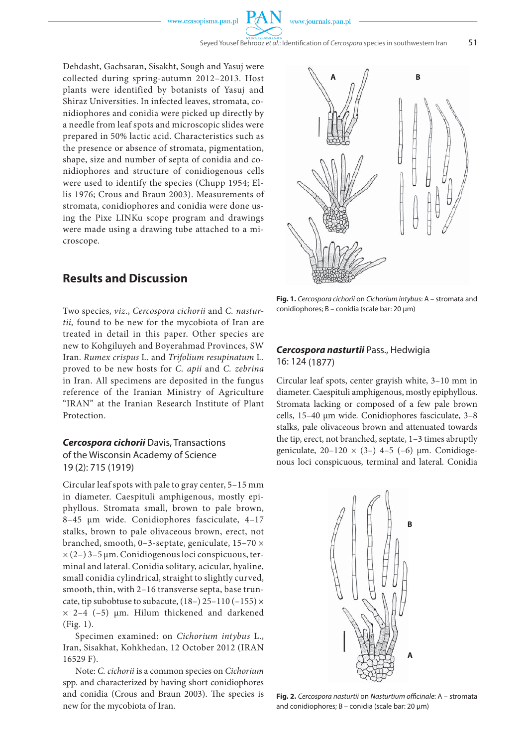Dehdasht, Gachsaran, Sisakht, Sough and Yasuj were collected during spring-autumn 2012–2013. Host plants were identified by botanists of Yasuj and Shiraz Universities. In infected leaves, stromata, conidiophores and conidia were picked up directly by a needle from leaf spots and microscopic slides were prepared in 50% lactic acid. Characteristics such as the presence or absence of stromata, pigmentation, shape, size and number of septa of conidia and conidiophores and structure of conidiogenous cells were used to identify the species (Chupp 1954; Ellis 1976; Crous and Braun 2003). Measurements of stromata, conidiophores and conidia were done using the Pixe LINKu scope program and drawings were made using a drawing tube attached to a microscope.

## Results and Discussion

Two species, *viz*., *Cercospora cichorii* and *C. nasturtii,* found to be new for the mycobiota of Iran are treated in detail in this paper. Other species are new to Kohgiluyeh and Boyerahmad Provinces, SW Iran. *Rumex crispus* L. and *Trifolium resupinatum* L. proved to be new hosts for *C. apii* and *C. zebrina* in Iran. All specimens are deposited in the fungus reference of the Iranian Ministry of Agriculture "IRAN" at the Iranian Research Institute of Plant Protection.

### ***Cercospora cichorii*** Davis, Transactions of the Wisconsin Academy of Science 19 (2): 715 (1919)

Circular leaf spots with pale to gray center, 5–15 mm in diameter. Caespituli amphigenous, mostly epiphyllous. Stromata small, brown to pale brown, 8–45 µm wide. Conidiophores fasciculate, 4–17 stalks, brown to pale olivaceous brown, erect, not branched, smooth, 0–3-septate, geniculate, 15–70 × × (2–) 3–5 µm. Conidiogenous loci conspicuous, terminal and lateral. Conidia solitary, acicular, hyaline, small conidia cylindrical, straight to slightly curved, smooth, thin, with 2–16 transverse septa, base truncate, tip subobtuse to subacute, (18–) 25–110 (–155) × × 2–4 (–5) µm. Hilum thickened and darkened (Fig. 1).

Specimen examined: on *Cichorium intybus* L., Iran, Sisakhat, Kohkhedan, 12 October 2012 (IRAN 16529 F).

Note: *C. cichorii* is a common species on *Cichorium* spp. and characterized by having short conidiophores and conidia (Crous and Braun 2003). The species is new for the mycobiota of Iran.

**Fig. 1.** *Cercospora cichorii* on *Cichorium intybus*: A – stromata and conidiophores; B – conidia (scale bar: 20 µm)

### ***Cercospora nasturtii*** Pass., Hedwigia 16: 124 (1877)

Circular leaf spots, center grayish white, 3–10 mm in diameter. Caespituli amphigenous, mostly epiphyllous. Stromata lacking or composed of a few pale brown cells, 15–40 µm wide. Conidiophores fasciculate, 3–8 stalks, pale olivaceous brown and attenuated towards the tip, erect, not branched, septate, 1–3 times abruptly geniculate, 20–120 × (3–) 4–5 (–6) µm. Conidiogenous loci conspicuous, terminal and lateral. Conidia

**Fig. 2.** *Cercospora nasturtii* on *Nasturtium officinale*: A – stromata and conidiophores; B – conidia (scale bar: 20 µm)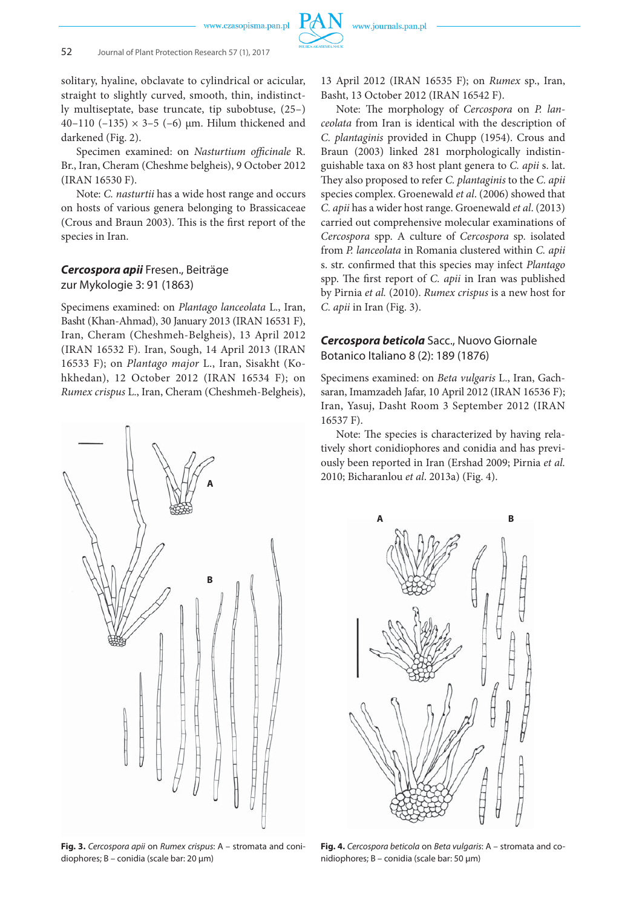solitary, hyaline, obclavate to cylindrical or acicular, straight to slightly curved, smooth, thin, indistinctly multiseptate, base truncate, tip subobtuse, (25–) 40–110 (–135) × 3–5 (–6) μm. Hilum thickened and darkened (Fig. 2).

Specimen examined: on *Nasturtium officinale* R. Br., Iran, Cheram (Cheshme belgheis), 9 October 2012 (IRAN 16530 F).

Note: *C. nasturtii* has a wide host range and occurs on hosts of various genera belonging to Brassicaceae (Crous and Braun 2003). This is the first report of the species in Iran.

### ***Cercospora apii*** Fresen., Beiträge zur Mykologie 3: 91 (1863)

Specimens examined: on *Plantago lanceolata* L., Iran, Basht (Khan-Ahmad), 30 January 2013 (IRAN 16531 F), Iran, Cheram (Cheshmeh-Belgheis), 13 April 2012 (IRAN 16532 F). Iran, Sough, 14 April 2013 (IRAN 16533 F); on *Plantago major* L., Iran, Sisakht (Kohkhedan), 12 October 2012 (IRAN 16534 F); on *Rumex crispus* L., Iran, Cheram (Cheshmeh-Belgheis), 13 April 2012 (IRAN 16535 F); on *Rumex* sp., Iran, Basht, 13 October 2012 (IRAN 16542 F).

Note: The morphology of *Cercospora* on *P. lanceolata* from Iran is identical with the description of *C. plantaginis* provided in Chupp (1954). Crous and Braun (2003) linked 281 morphologically indistinguishable taxa on 83 host plant genera to *C. apii* s. lat. They also proposed to refer *C. plantaginis* to the *C. apii* species complex. Groenewald *et al*. (2006) showed that *C. apii* has a wider host range. Groenewald *et al*. (2013) carried out comprehensive molecular examinations of *Cercospora* spp. A culture of *Cercospora* sp. isolated from *P. lanceolata* in Romania clustered within *C. apii* s. str. confirmed that this species may infect *Plantago* spp. The first report of *C. apii* in Iran was published by Pirnia *et al.* (2010). *Rumex crispus* is a new host for *C. apii* in Iran (Fig. 3).

**Fig. 3.** *Cercospora apii* on *Rumex crispus*: A – stromata and conidiophores; B – conidia (scale bar: 20 μm)

### ***Cercospora beticola*** Sacc., Nuovo Giornale Botanico Italiano 8 (2): 189 (1876)

Specimens examined: on *Beta vulgaris* L., Iran, Gachsaran, Imamzadeh Jafar, 10 April 2012 (IRAN 16536 F); Iran, Yasuj, Dasht Room 3 September 2012 (IRAN 16537 F).

Note: The species is characterized by having relatively short conidiophores and conidia and has previously been reported in Iran (Ershad 2009; Pirnia *et al.* 2010; Bicharanlou *et al*. 2013a) (Fig. 4).

**Fig. 4.** *Cercospora beticola* on *Beta vulgaris*: A – stromata and conidiophores; B – conidia (scale bar: 50 μm)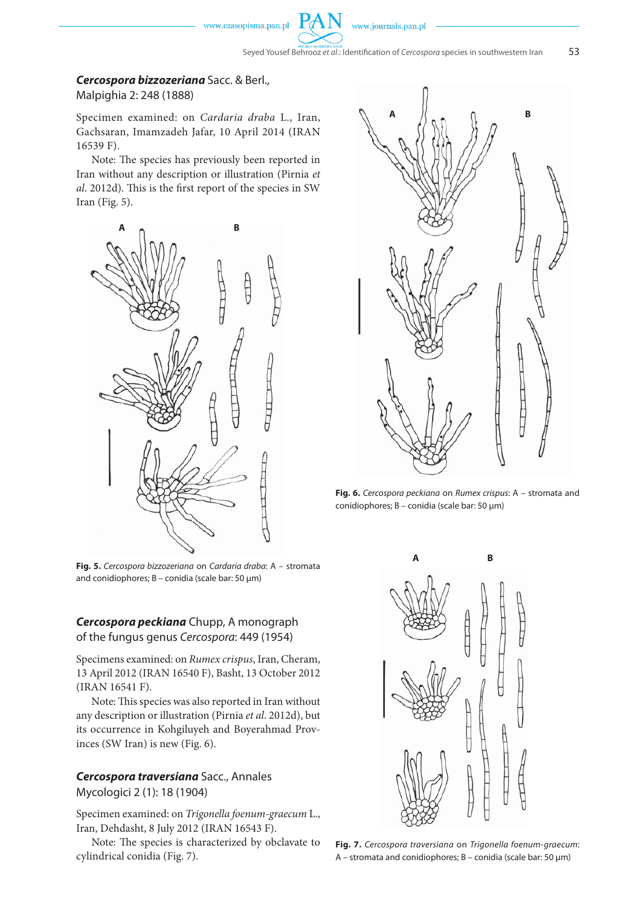***Cercospora bizzozeriana*** Sacc. & Berl.,
Malpighia 2: 248 (1888)

Specimen examined: on *Cardaria draba* L., Iran, Gachsaran, Imamzadeh Jafar, 10 April 2014 (IRAN 16539 F).

Note: The species has previously been reported in Iran without any description or illustration (Pirnia *et al*. 2012d). This is the first report of the species in SW Iran (Fig. 5).

**Fig. 5.** *Cercospora bizzozeriana* on *Cardaria draba*: A – stromata and conidiophores; B – conidia (scale bar: 50 µm)

***Cercospora peckiana*** Chupp, A monograph of the fungus genus *Cercospora*: 449 (1954)

Specimens examined: on *Rumex crispus*, Iran, Cheram, 13 April 2012 (IRAN 16540 F), Basht, 13 October 2012 (IRAN 16541 F).

Note: This species was also reported in Iran without any description or illustration (Pirnia *et al*. 2012d), but its occurrence in Kohgiluyeh and Boyerahmad Provinces (SW Iran) is new (Fig. 6).

**Fig. 6.** *Cercospora peckiana* on *Rumex crispus*: A – stromata and conidiophores; B – conidia (scale bar: 50 µm)

***Cercospora traversiana*** Sacc., Annales Mycologici 2 (1): 18 (1904)

Specimen examined: on *Trigonella foenum-graecum* L., Iran, Dehdasht, 8 July 2012 (IRAN 16543 F).

Note: The species is characterized by obclavate to cylindrical conidia (Fig. 7).

**Fig. 7.** *Cercospora traversiana* on *Trigonella foenum-graecum*: A – stromata and conidiophores; B – conidia (scale bar: 50 µm)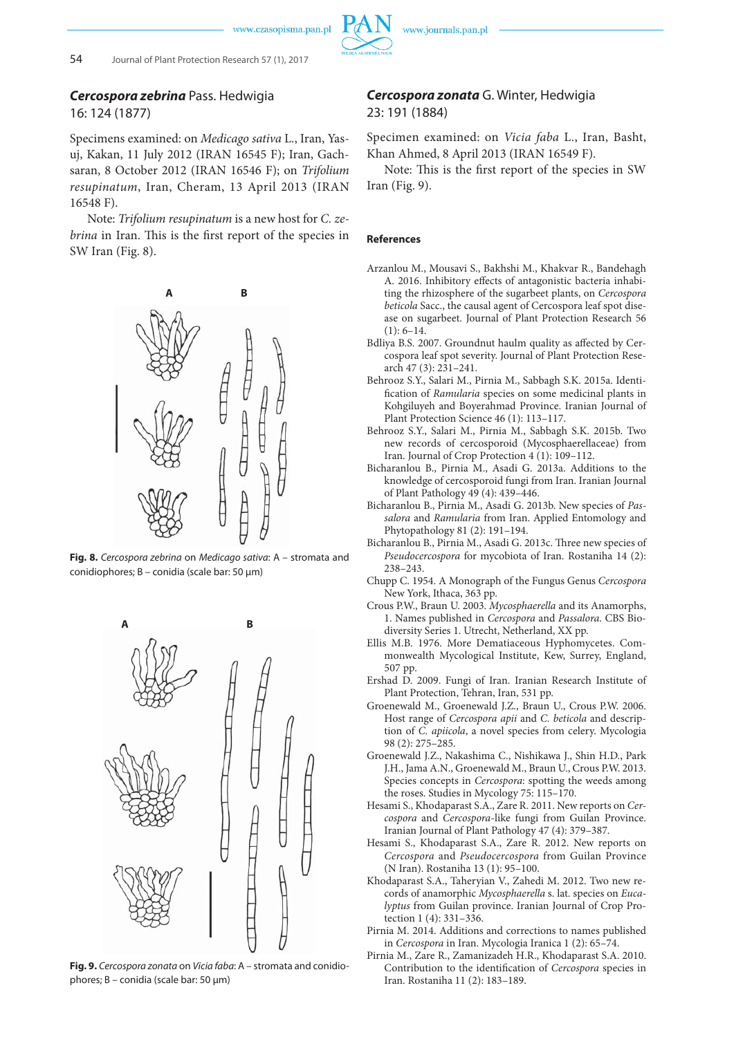### ***Cercospora zebrina*** Pass. Hedwigia 16: 124 (1877)

Specimens examined: on *Medicago sativa* L., Iran, Yasuj, Kakan, 11 July 2012 (IRAN 16545 F); Iran, Gachsaran, 8 October 2012 (IRAN 16546 F); on *Trifolium resupinatum*, Iran, Cheram, 13 April 2013 (IRAN 16548 F).

Note: *Trifolium resupinatum* is a new host for *C. zebrina* in Iran. This is the first report of the species in SW Iran (Fig. 8).

**Fig. 8.** *Cercospora zebrina* on *Medicago sativa*: A – stromata and conidiophores; B – conidia (scale bar: 50 µm)

**Fig. 9.** *Cercospora zonata* on *Vicia faba*: A – stromata and conidiophores; B – conidia (scale bar: 50 µm)

### ***Cercospora zonata*** G. Winter, Hedwigia 23: 191 (1884)

Specimen examined: on *Vicia faba* L., Iran, Basht, Khan Ahmed, 8 April 2013 (IRAN 16549 F).

Note: This is the first report of the species in SW Iran (Fig. 9).

## References

Arzanlou M., Mousavi S., Bakhshi M., Khakvar R., Bandehagh A. 2016. Inhibitory effects of antagonistic bacteria inhabiting the rhizosphere of the sugarbeet plants, on *Cercospora beticola* Sacc., the causal agent of Cercospora leaf spot disease on sugarbeet. Journal of Plant Protection Research 56 (1): 6–14.

Bdliya B.S. 2007. Groundnut haulm quality as affected by Cercospora leaf spot severity. Journal of Plant Protection Research 47 (3): 231–241.

Behrooz S.Y., Salari M., Pirnia M., Sabbagh S.K. 2015a. Identification of *Ramularia* species on some medicinal plants in Kohgiluyeh and Boyerahmad Province. Iranian Journal of Plant Protection Science 46 (1): 113–117.

Behrooz S.Y., Salari M., Pirnia M., Sabbagh S.K. 2015b. Two new records of cercosporoid (Mycosphaerellaceae) from Iran. Journal of Crop Protection 4 (1): 109–112.

Bicharanlou B., Pirnia M., Asadi G. 2013a. Additions to the knowledge of cercosporoid fungi from Iran. Iranian Journal of Plant Pathology 49 (4): 439–446.

Bicharanlou B., Pirnia M., Asadi G. 2013b. New species of *Passalora* and *Ramularia* from Iran. Applied Entomology and Phytopathology 81 (2): 191–194.

Bicharanlou B., Pirnia M., Asadi G. 2013c. Three new species of *Pseudocercospora* for mycobiota of Iran. Rostaniha 14 (2): 238–243.

Chupp C. 1954. A Monograph of the Fungus Genus *Cercospora* New York, Ithaca, 363 pp.

Crous P.W., Braun U. 2003. *Mycosphaerella* and its Anamorphs, 1. Names published in *Cercospora* and *Passalora*. CBS Biodiversity Series 1. Utrecht, Netherland, XX pp.

Ellis M.B. 1976. More Dematiaceous Hyphomycetes. Commonwealth Mycological Institute, Kew, Surrey, England, 507 pp.

Ershad D. 2009. Fungi of Iran. Iranian Research Institute of Plant Protection, Tehran, Iran, 531 pp.

Groenewald M., Groenewald J.Z., Braun U., Crous P.W. 2006. Host range of *Cercospora apii* and *C. beticola* and description of *C. apiicola*, a novel species from celery. Mycologia 98 (2): 275–285.

Groenewald J.Z., Nakashima C., Nishikawa J., Shin H.D., Park J.H., Jama A.N., Groenewald M., Braun U., Crous P.W. 2013. Species concepts in *Cercospora*: spotting the weeds among the roses. Studies in Mycology 75: 115–170.

Hesami S., Khodaparast S.A., Zare R. 2011. New reports on *Cercospora* and *Cercospora*-like fungi from Guilan Province. Iranian Journal of Plant Pathology 47 (4): 379–387.

Hesami S., Khodaparast S.A., Zare R. 2012. New reports on *Cercospora* and *Pseudocercospora* from Guilan Province (N Iran). Rostaniha 13 (1): 95–100.

Khodaparast S.A., Taheryian V., Zahedi M. 2012. Two new records of anamorphic *Mycosphaerella* s. lat. species on *Eucalyptus* from Guilan province. Iranian Journal of Crop Protection 1 (4): 331–336.

Pirnia M. 2014. Additions and corrections to names published in *Cercospora* in Iran. Mycologia Iranica 1 (2): 65–74.

Pirnia M., Zare R., Zamanizadeh H.R., Khodaparast S.A. 2010. Contribution to the identification of *Cercospora* species in Iran. Rostaniha 11 (2): 183–189.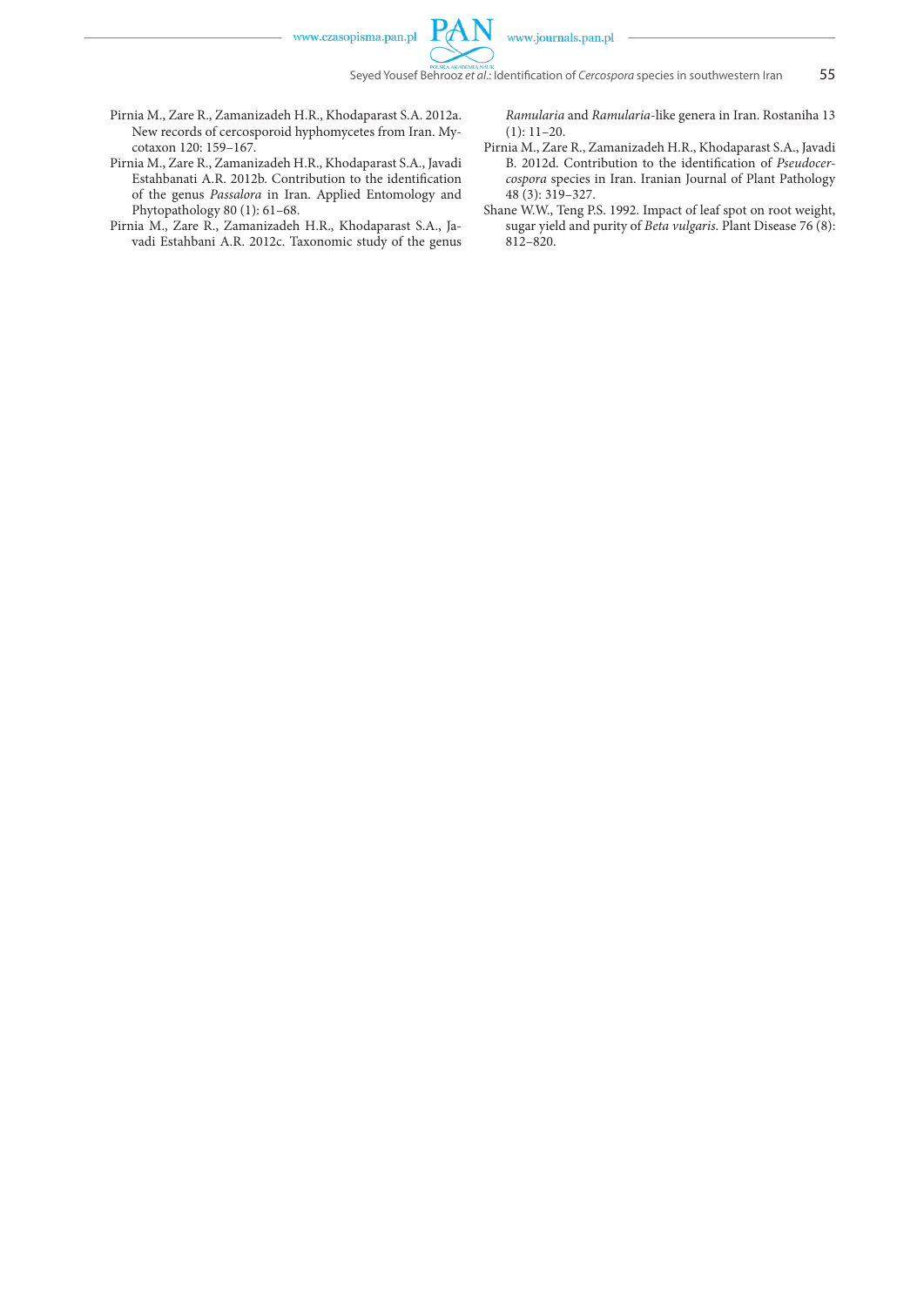Pirnia M., Zare R., Zamanizadeh H.R., Khodaparast S.A. 2012a. New records of cercosporoid hyphomycetes from Iran. Mycotaxon 120: 159–167.

Pirnia M., Zare R., Zamanizadeh H.R., Khodaparast S.A., Javadi Estahbanati A.R. 2012b. Contribution to the identification of the genus *Passalora* in Iran. Applied Entomology and Phytopathology 80 (1): 61–68.

Pirnia M., Zare R., Zamanizadeh H.R., Khodaparast S.A., Javadi Estahbani A.R. 2012c. Taxonomic study of the genus *Ramularia* and *Ramularia*-like genera in Iran. Rostaniha 13 (1): 11–20.

Pirnia M., Zare R., Zamanizadeh H.R., Khodaparast S.A., Javadi B. 2012d. Contribution to the identification of *Pseudocercospora* species in Iran. Iranian Journal of Plant Pathology 48 (3): 319–327.

Shane W.W., Teng P.S. 1992. Impact of leaf spot on root weight, sugar yield and purity of *Beta vulgaris*. Plant Disease 76 (8): 812–820.